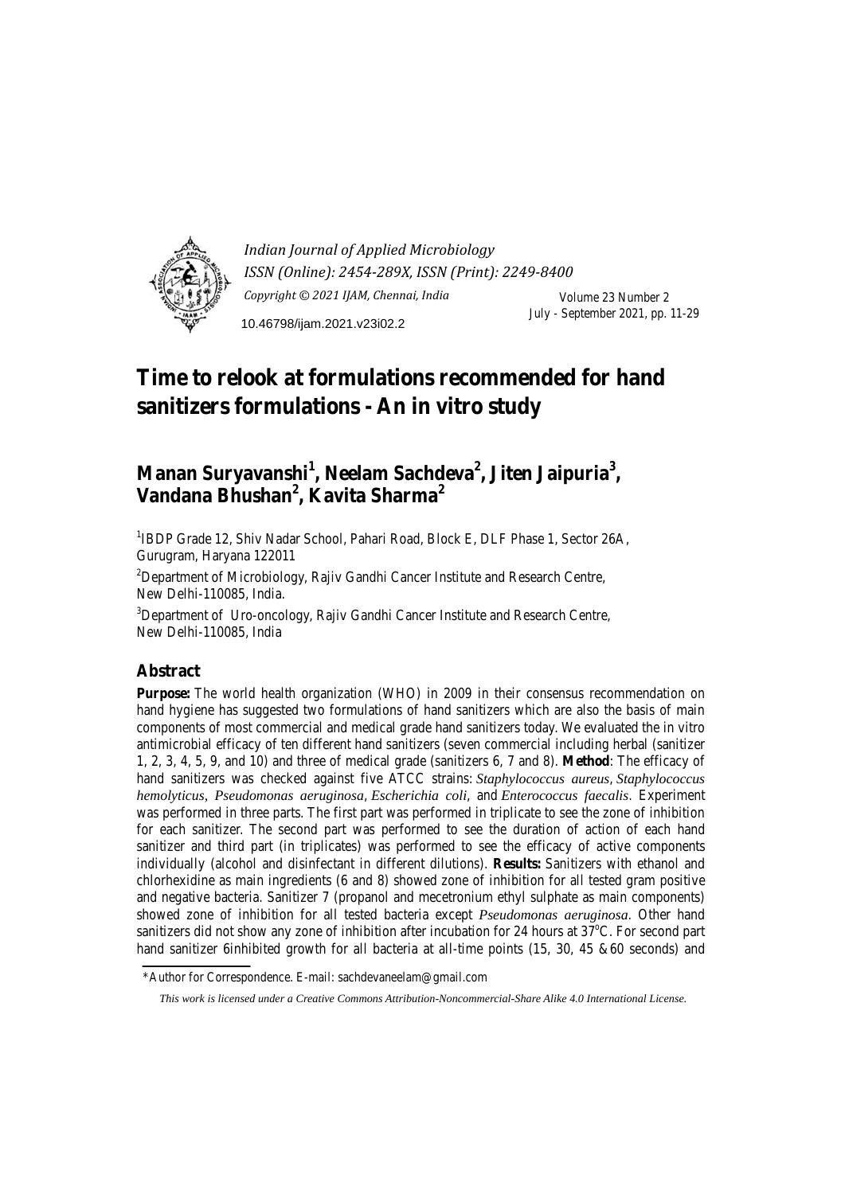# Time to relook at formulations recommended for hand sanitizers formulations - An in vitro study

## Manan Suryavanshi[1], Neelam Sachdeva[2], Jiten Jaipuria[3], Vandana Bhushan[2], Kavita Sharma[2]

[1]IBDP Grade 12, Shiv Nadar School, Pahari Road, Block E, DLF Phase 1, Sector 26A, Gurugram, Haryana 122011

[2]Department of Microbiology, Rajiv Gandhi Cancer Institute and Research Centre, New Delhi-110085, India.

[3]Department of Uro-oncology, Rajiv Gandhi Cancer Institute and Research Centre, New Delhi-110085, India

## Abstract

**Purpose:** The world health organization (WHO) in 2009 in their consensus recommendation on hand hygiene has suggested two formulations of hand sanitizers which are also the basis of main components of most commercial and medical grade hand sanitizers today. We evaluated the in vitro antimicrobial efficacy of ten different hand sanitizers (seven commercial including herbal (sanitizer 1, 2, 3, 4, 5, 9, and 10) and three of medical grade (sanitizers 6, 7 and 8). **Method**: The efficacy of hand sanitizers was checked against five ATCC strains: *Staphylococcus aureus*, *Staphylococcus hemolyticus*, *Pseudomonas aeruginosa*, *Escherichia coli*, and *Enterococcus faecalis*. Experiment was performed in three parts. The first part was performed in triplicate to see the zone of inhibition for each sanitizer. The second part was performed to see the duration of action of each hand sanitizer and third part (in triplicates) was performed to see the efficacy of active components individually (alcohol and disinfectant in different dilutions). **Results:** Sanitizers with ethanol and chlorhexidine as main ingredients (6 and 8) showed zone of inhibition for all tested gram positive and negative bacteria. Sanitizer 7 (propanol and mecetronium ethyl sulphate as main components) showed zone of inhibition for all tested bacteria except *Pseudomonas aeruginosa*. Other hand sanitizers did not show any zone of inhibition after incubation for 24 hours at 37$^{o}$C. For second part hand sanitizer 6inhibited growth for all bacteria at all-time points (15, 30, 45 &60 seconds) and

*Author for Correspondence. E-mail: sachdevaneelam@gmail.com

*This work is licensed under a Creative Commons Attribution-Noncommercial-Share Alike 4.0 International License.*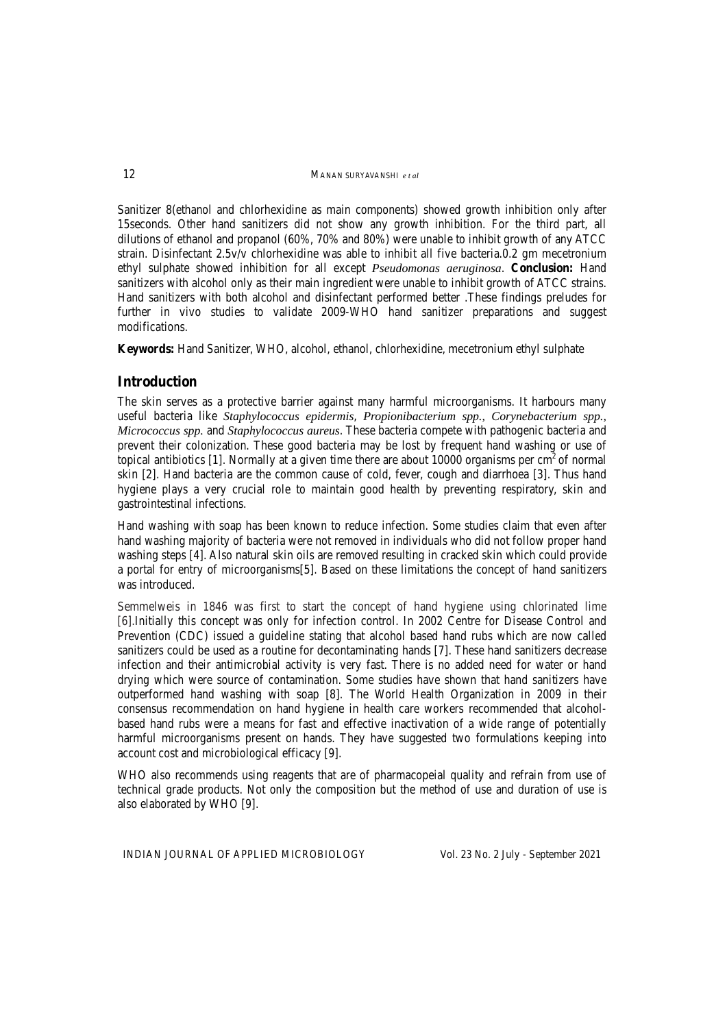Sanitizer 8(ethanol and chlorhexidine as main components) showed growth inhibition only after 15seconds. Other hand sanitizers did not show any growth inhibition. For the third part, all dilutions of ethanol and propanol (60%, 70% and 80%) were unable to inhibit growth of any ATCC strain. Disinfectant 2.5v/v chlorhexidine was able to inhibit all five bacteria.0.2 gm mecetronium ethyl sulphate showed inhibition for all except *Pseudomonas aeruginosa*. **Conclusion:** Hand sanitizers with alcohol only as their main ingredient were unable to inhibit growth of ATCC strains. Hand sanitizers with both alcohol and disinfectant performed better .These findings preludes for further in vivo studies to validate 2009-WHO hand sanitizer preparations and suggest modifications.

**Keywords:** Hand Sanitizer, WHO, alcohol, ethanol, chlorhexidine, mecetronium ethyl sulphate

## Introduction

The skin serves as a protective barrier against many harmful microorganisms. It harbours many useful bacteria like *Staphylococcus epidermis, Propionibacterium spp., Corynebacterium spp., Micrococcus spp.* and *Staphylococcus aureus*. These bacteria compete with pathogenic bacteria and prevent their colonization. These good bacteria may be lost by frequent hand washing or use of topical antibiotics [1]. Normally at a given time there are about 10000 organisms per $cm^2$ of normal skin [2]. Hand bacteria are the common cause of cold, fever, cough and diarrhoea [3]. Thus hand hygiene plays a very crucial role to maintain good health by preventing respiratory, skin and gastrointestinal infections.

Hand washing with soap has been known to reduce infection. Some studies claim that even after hand washing majority of bacteria were not removed in individuals who did not follow proper hand washing steps [4]. Also natural skin oils are removed resulting in cracked skin which could provide a portal for entry of microorganisms[5]. Based on these limitations the concept of hand sanitizers was introduced.

Semmelweis in 1846 was first to start the concept of hand hygiene using chlorinated lime [6].Initially this concept was only for infection control. In 2002 Centre for Disease Control and Prevention (CDC) issued a guideline stating that alcohol based hand rubs which are now called sanitizers could be used as a routine for decontaminating hands [7]. These hand sanitizers decrease infection and their antimicrobial activity is very fast. There is no added need for water or hand drying which were source of contamination. Some studies have shown that hand sanitizers have outperformed hand washing with soap [8]. The World Health Organization in 2009 in their consensus recommendation on hand hygiene in health care workers recommended that alcohol-based hand rubs were a means for fast and effective inactivation of a wide range of potentially harmful microorganisms present on hands. They have suggested two formulations keeping into account cost and microbiological efficacy [9].

WHO also recommends using reagents that are of pharmacopeial quality and refrain from use of technical grade products. Not only the composition but the method of use and duration of use is also elaborated by WHO [9].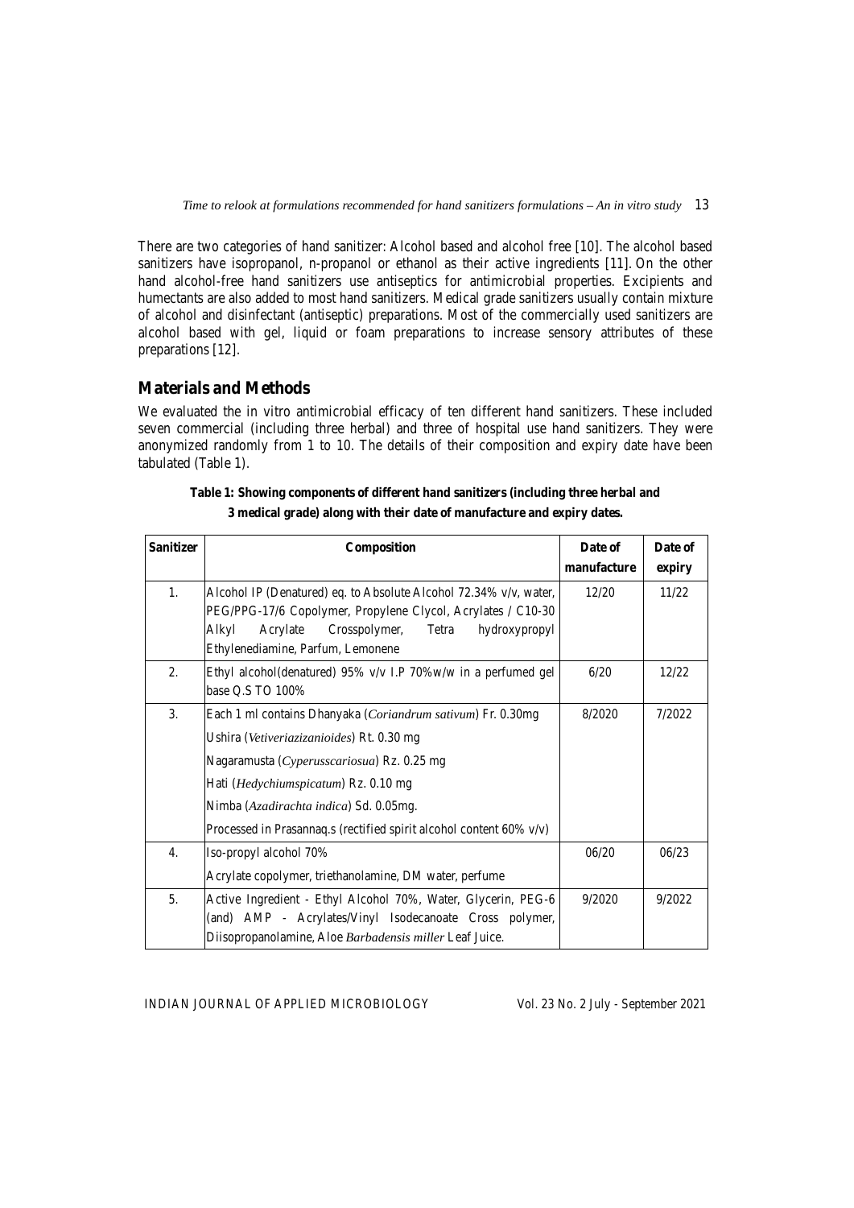There are two categories of hand sanitizer: Alcohol based and alcohol free [10]. The alcohol based sanitizers have isopropanol, n-propanol or ethanol as their active ingredients [11]. On the other hand alcohol-free hand sanitizers use antiseptics for antimicrobial properties. Excipients and humectants are also added to most hand sanitizers. Medical grade sanitizers usually contain mixture of alcohol and disinfectant (antiseptic) preparations. Most of the commercially used sanitizers are alcohol based with gel, liquid or foam preparations to increase sensory attributes of these preparations [12].

## Materials and Methods

We evaluated the in vitro antimicrobial efficacy of ten different hand sanitizers. These included seven commercial (including three herbal) and three of hospital use hand sanitizers. They were anonymized randomly from 1 to 10. The details of their composition and expiry date have been tabulated (Table 1).

**Table 1: Showing components of different hand sanitizers (including three herbal and 3 medical grade) along with their date of manufacture and expiry dates.**

| Sanitizer | Composition | Date of manufacture | Date of expiry |
|---|---|---|---|
| 1. | Alcohol IP (Denatured) eq. to Absolute Alcohol 72.34% v/v, water, PEG/PPG-17/6 Copolymer, Propylene Clycol, Acrylates / C10-30 Alkyl Acrylate Crosspolymer, Tetra hydroxypropyl Ethylenediamine, Parfum, Lemonene | 12/20 | 11/22 |
| 2. | Ethyl alcohol(denatured) 95% v/v I.P 70%w/w in a perfumed gel base Q.S TO 100% | 6/20 | 12/22 |
| 3. | Each 1 ml contains Dhanyaka (*Coriandrum sativum*) Fr. 0.30mg<br>Ushira (*Vetiveriazizanioides*) Rt. 0.30 mg<br>Nagaramusta (*Cyperusscariosua*) Rz. 0.25 mg<br>Hati (*Hedychiumspicatum*) Rz. 0.10 mg<br>Nimba (*Azadirachta indica*) Sd. 0.05mg.<br>Processed in Prasannaq.s (rectified spirit alcohol content 60% v/v) | 8/2020 | 7/2022 |
| 4. | Iso-propyl alcohol 70%<br>Acrylate copolymer, triethanolamine, DM water, perfume | 06/20 | 06/23 |
| 5. | Active Ingredient - Ethyl Alcohol 70%, Water, Glycerin, PEG-6 (and) AMP - Acrylates/Vinyl Isodecanoate Cross polymer, Diisopropanolamine, Aloe *Barbadensis miller* Leaf Juice. | 9/2020 | 9/2022 |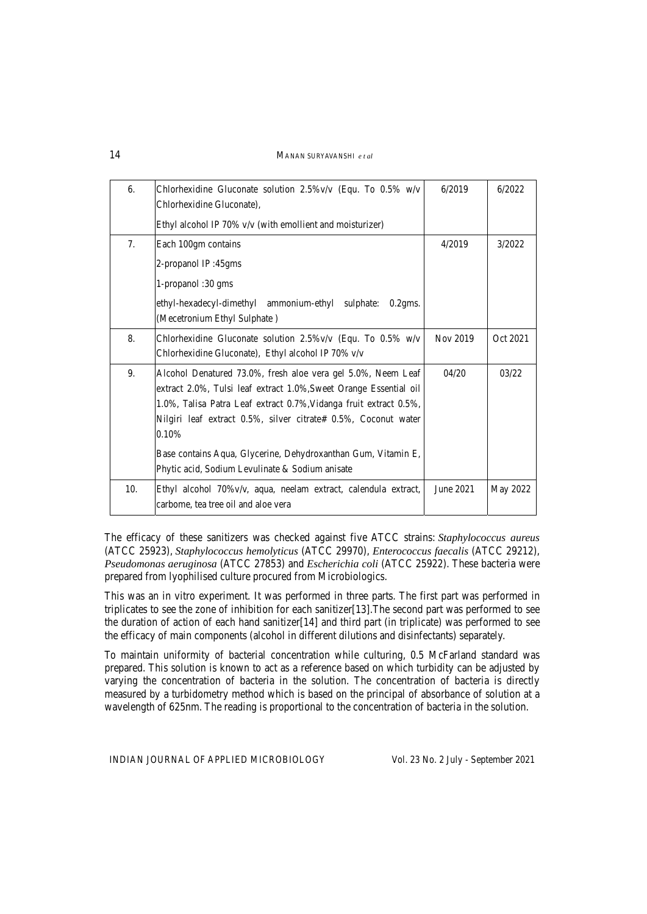| 6. | Chlorhexidine Gluconate solution 2.5%v/v (Equ. To 0.5% w/v Chlorhexidine Gluconate),<br>Ethyl alcohol IP 70% v/v (with emollient and moisturizer) | 6/2019 | 6/2022 |
|---|---|---|---|
| 7. | Each 100gm contains<br>2-propanol IP :45gms<br>1-propanol :30 gms<br>ethyl-hexadecyl-dimethyl ammonium-ethyl sulphate: 0.2gms. (Mecetronium Ethyl Sulphate ) | 4/2019 | 3/2022 |
| 8. | Chlorhexidine Gluconate solution 2.5%v/v (Equ. To 0.5% w/v Chlorhexidine Gluconate), Ethyl alcohol IP 70% v/v | Nov 2019 | Oct 2021 |
| 9. | Alcohol Denatured 73.0%, fresh aloe vera gel 5.0%, Neem Leaf extract 2.0%, Tulsi leaf extract 1.0%,Sweet Orange Essential oil 1.0%, Talisa Patra Leaf extract 0.7%,Vidanga fruit extract 0.5%, Nilgiri leaf extract 0.5%, silver citrate# 0.5%, Coconut water 0.10%<br>Base contains Aqua, Glycerine, Dehydroxanthan Gum, Vitamin E, Phytic acid, Sodium Levulinate & Sodium anisate | 04/20 | 03/22 |
| 10. | Ethyl alcohol 70%v/v, aqua, neelam extract, calendula extract, carbome, tea tree oil and aloe vera | June 2021 | May 2022 |

The efficacy of these sanitizers was checked against five ATCC strains: *Staphylococcus aureus* (ATCC 25923), *Staphylococcus hemolyticus* (ATCC 29970), *Enterococcus faecalis* (ATCC 29212), *Pseudomonas aeruginosa* (ATCC 27853) and *Escherichia coli* (ATCC 25922). These bacteria were prepared from lyophilised culture procured from Microbiologics.

This was an in vitro experiment. It was performed in three parts. The first part was performed in triplicates to see the zone of inhibition for each sanitizer[13].The second part was performed to see the duration of action of each hand sanitizer[14] and third part (in triplicate) was performed to see the efficacy of main components (alcohol in different dilutions and disinfectants) separately.

To maintain uniformity of bacterial concentration while culturing, 0.5 McFarland standard was prepared. This solution is known to act as a reference based on which turbidity can be adjusted by varying the concentration of bacteria in the solution. The concentration of bacteria is directly measured by a turbidometry method which is based on the principal of absorbance of solution at a wavelength of 625nm. The reading is proportional to the concentration of bacteria in the solution.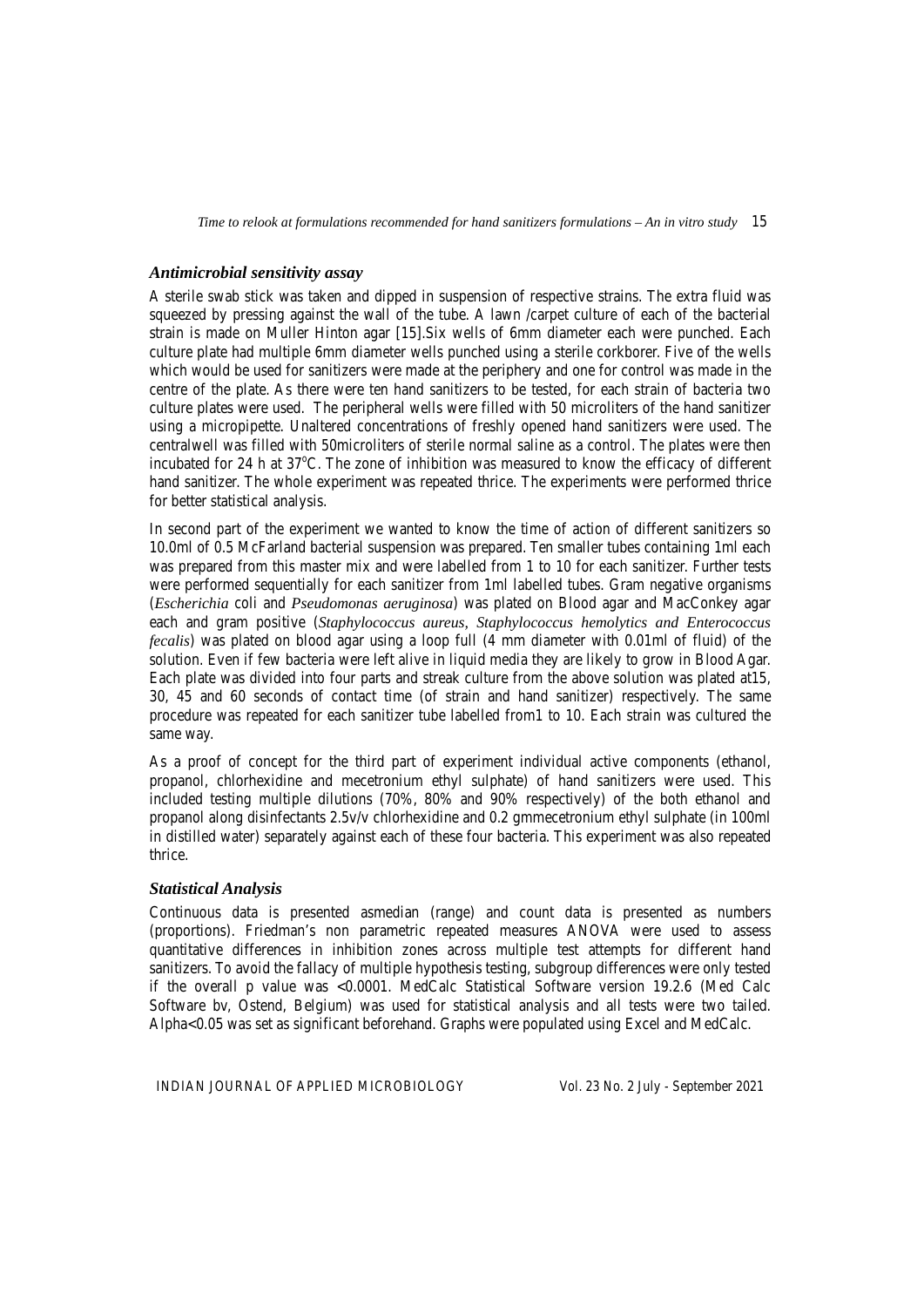### *Antimicrobial sensitivity assay*

A sterile swab stick was taken and dipped in suspension of respective strains. The extra fluid was squeezed by pressing against the wall of the tube. A lawn /carpet culture of each of the bacterial strain is made on Muller Hinton agar [15].Six wells of 6mm diameter each were punched. Each culture plate had multiple 6mm diameter wells punched using a sterile corkborer. Five of the wells which would be used for sanitizers were made at the periphery and one for control was made in the centre of the plate. As there were ten hand sanitizers to be tested, for each strain of bacteria two culture plates were used. The peripheral wells were filled with 50 microliters of the hand sanitizer using a micropipette. Unaltered concentrations of freshly opened hand sanitizers were used. The centralwell was filled with 50microliters of sterile normal saline as a control. The plates were then incubated for 24 h at 37$^{o}$C. The zone of inhibition was measured to know the efficacy of different hand sanitizer. The whole experiment was repeated thrice. The experiments were performed thrice for better statistical analysis.

In second part of the experiment we wanted to know the time of action of different sanitizers so 10.0ml of 0.5 McFarland bacterial suspension was prepared. Ten smaller tubes containing 1ml each was prepared from this master mix and were labelled from 1 to 10 for each sanitizer. Further tests were performed sequentially for each sanitizer from 1ml labelled tubes. Gram negative organisms (*Escherichia* coli and *Pseudomonas aeruginosa*) was plated on Blood agar and MacConkey agar each and gram positive (*Staphylococcus aureus, Staphylococcus hemolytics and Enterococcus fecalis*) was plated on blood agar using a loop full (4 mm diameter with 0.01ml of fluid) of the solution. Even if few bacteria were left alive in liquid media they are likely to grow in Blood Agar. Each plate was divided into four parts and streak culture from the above solution was plated at15, 30, 45 and 60 seconds of contact time (of strain and hand sanitizer) respectively. The same procedure was repeated for each sanitizer tube labelled from1 to 10. Each strain was cultured the same way.

As a proof of concept for the third part of experiment individual active components (ethanol, propanol, chlorhexidine and mecetronium ethyl sulphate) of hand sanitizers were used. This included testing multiple dilutions (70%, 80% and 90% respectively) of the both ethanol and propanol along disinfectants 2.5v/v chlorhexidine and 0.2 gmmecetronium ethyl sulphate (in 100ml in distilled water) separately against each of these four bacteria. This experiment was also repeated thrice.

### *Statistical Analysis*

Continuous data is presented asmedian (range) and count data is presented as numbers (proportions). Friedman's non parametric repeated measures ANOVA were used to assess quantitative differences in inhibition zones across multiple test attempts for different hand sanitizers. To avoid the fallacy of multiple hypothesis testing, subgroup differences were only tested if the overall p value was <0.0001. MedCalc Statistical Software version 19.2.6 (Med Calc Software bv, Ostend, Belgium) was used for statistical analysis and all tests were two tailed. Alpha<0.05 was set as significant beforehand. Graphs were populated using Excel and MedCalc.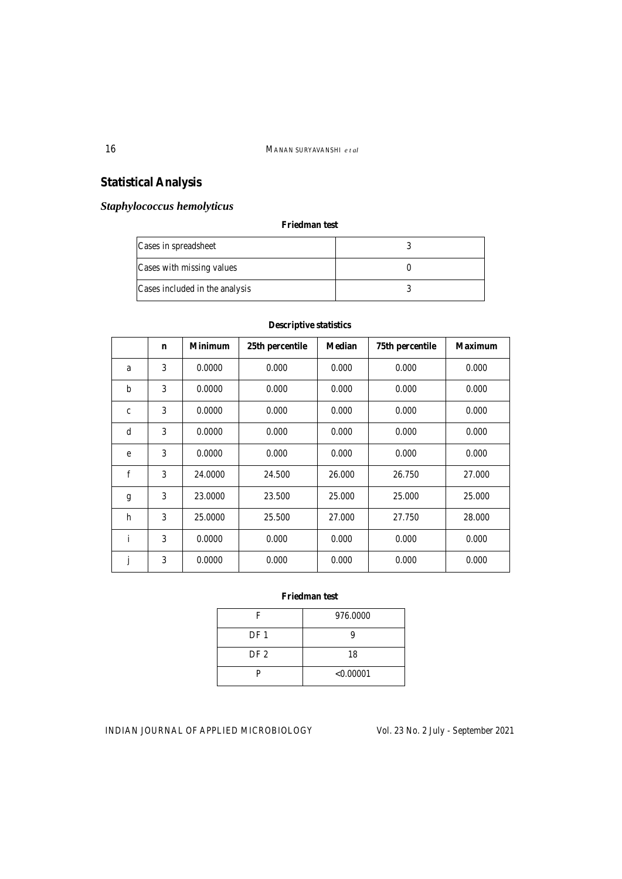## Statistical Analysis

### *Staphylococcus hemolyticus*

**Friedman test**

| Cases in spreadsheet | 3 |
|---|---|
| Cases with missing values | 0 |
| Cases included in the analysis | 3 |

**Descriptive statistics**

| | n | Minimum | 25th percentile | Median | 75th percentile | Maximum |
|---|---|---|---|---|---|---|
| a | 3 | 0.0000 | 0.000 | 0.000 | 0.000 | 0.000 |
| b | 3 | 0.0000 | 0.000 | 0.000 | 0.000 | 0.000 |
| c | 3 | 0.0000 | 0.000 | 0.000 | 0.000 | 0.000 |
| d | 3 | 0.0000 | 0.000 | 0.000 | 0.000 | 0.000 |
| e | 3 | 0.0000 | 0.000 | 0.000 | 0.000 | 0.000 |
| f | 3 | 24.0000 | 24.500 | 26.000 | 26.750 | 27.000 |
| g | 3 | 23.0000 | 23.500 | 25.000 | 25.000 | 25.000 |
| h | 3 | 25.0000 | 25.500 | 27.000 | 27.750 | 28.000 |
| i | 3 | 0.0000 | 0.000 | 0.000 | 0.000 | 0.000 |
| j | 3 | 0.0000 | 0.000 | 0.000 | 0.000 | 0.000 |

**Friedman test**

| F | 976.0000 |
|---|---|
| DF 1 | 9 |
| DF 2 | 18 |
| P | <0.00001 |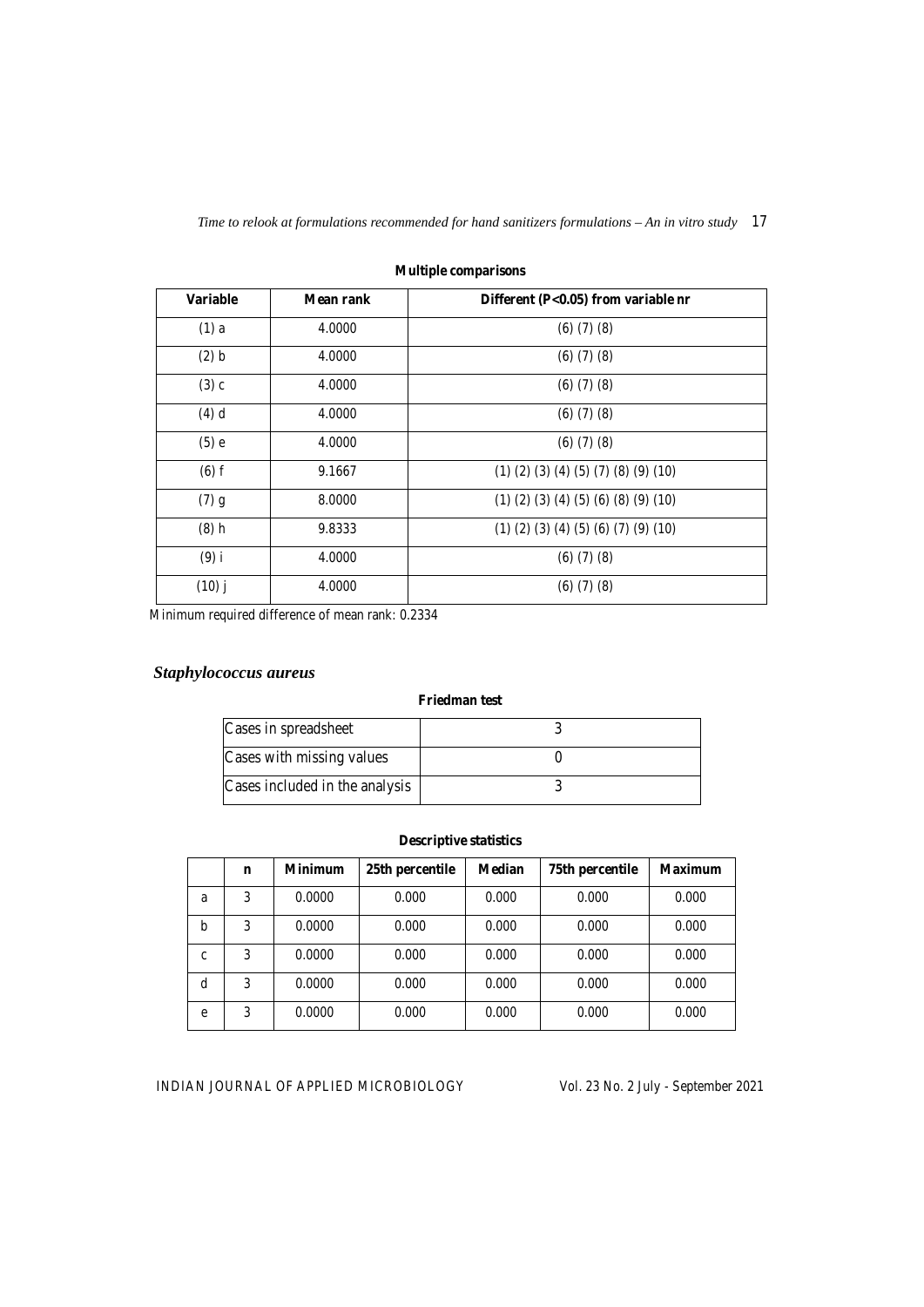**Multiple comparisons**

| Variable | Mean rank | Different (P<0.05) from variable nr |
|---|---|---|
| (1) a | 4.0000 | (6) (7) (8) |
| (2) b | 4.0000 | (6) (7) (8) |
| (3) c | 4.0000 | (6) (7) (8) |
| (4) d | 4.0000 | (6) (7) (8) |
| (5) e | 4.0000 | (6) (7) (8) |
| (6) f | 9.1667 | (1) (2) (3) (4) (5) (7) (8) (9) (10) |
| (7) g | 8.0000 | (1) (2) (3) (4) (5) (6) (8) (9) (10) |
| (8) h | 9.8333 | (1) (2) (3) (4) (5) (6) (7) (9) (10) |
| (9) i | 4.0000 | (6) (7) (8) |
| (10) j | 4.0000 | (6) (7) (8) |

Minimum required difference of mean rank: 0.2334

### *Staphylococcus aureus*

**Friedman test**

| | |
|---|---|
| Cases in spreadsheet | 3 |
| Cases with missing values | 0 |
| Cases included in the analysis | 3 |

**Descriptive statistics**

| | n | Minimum | 25th percentile | Median | 75th percentile | Maximum |
|---|---|---|---|---|---|---|
| a | 3 | 0.0000 | 0.000 | 0.000 | 0.000 | 0.000 |
| b | 3 | 0.0000 | 0.000 | 0.000 | 0.000 | 0.000 |
| c | 3 | 0.0000 | 0.000 | 0.000 | 0.000 | 0.000 |
| d | 3 | 0.0000 | 0.000 | 0.000 | 0.000 | 0.000 |
| e | 3 | 0.0000 | 0.000 | 0.000 | 0.000 | 0.000 |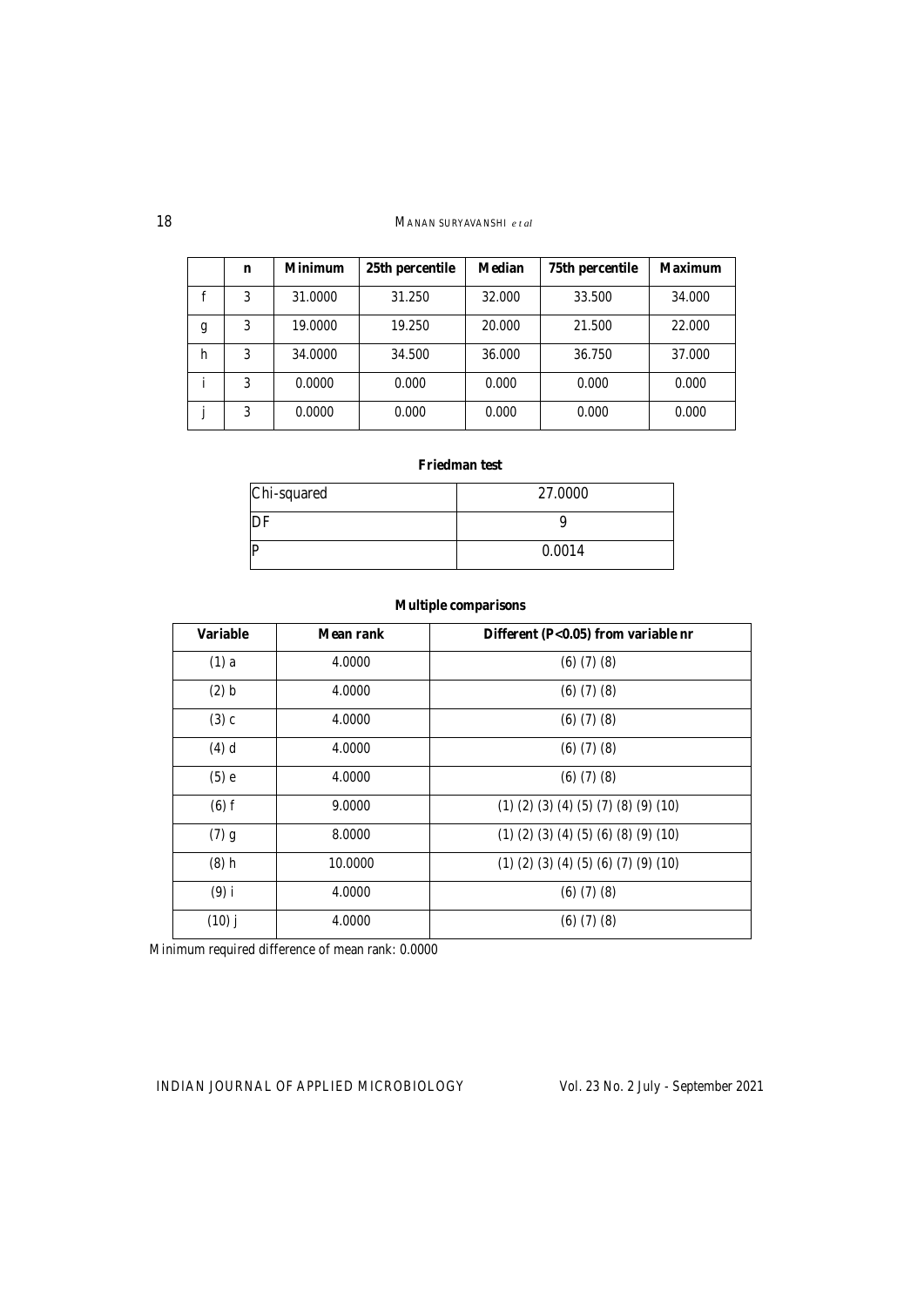|  | n | Minimum | 25th percentile | Median | 75th percentile | Maximum |
|---|---|---|---|---|---|---|
| f | 3 | 31.0000 | 31.250 | 32.000 | 33.500 | 34.000 |
| g | 3 | 19.0000 | 19.250 | 20.000 | 21.500 | 22.000 |
| h | 3 | 34.0000 | 34.500 | 36.000 | 36.750 | 37.000 |
| i | 3 | 0.0000 | 0.000 | 0.000 | 0.000 | 0.000 |
| j | 3 | 0.0000 | 0.000 | 0.000 | 0.000 | 0.000 |

**Friedman test**

| Chi-squared | 27.0000 |
|---|---|
| DF | 9 |
| P | 0.0014 |

**Multiple comparisons**

| Variable | Mean rank | Different (P<0.05) from variable nr |
|---|---|---|
| (1) a | 4.0000 | (6) (7) (8) |
| (2) b | 4.0000 | (6) (7) (8) |
| (3) c | 4.0000 | (6) (7) (8) |
| (4) d | 4.0000 | (6) (7) (8) |
| (5) e | 4.0000 | (6) (7) (8) |
| (6) f | 9.0000 | (1) (2) (3) (4) (5) (7) (8) (9) (10) |
| (7) g | 8.0000 | (1) (2) (3) (4) (5) (6) (8) (9) (10) |
| (8) h | 10.0000 | (1) (2) (3) (4) (5) (6) (7) (9) (10) |
| (9) i | 4.0000 | (6) (7) (8) |
| (10) j | 4.0000 | (6) (7) (8) |

Minimum required difference of mean rank: 0.0000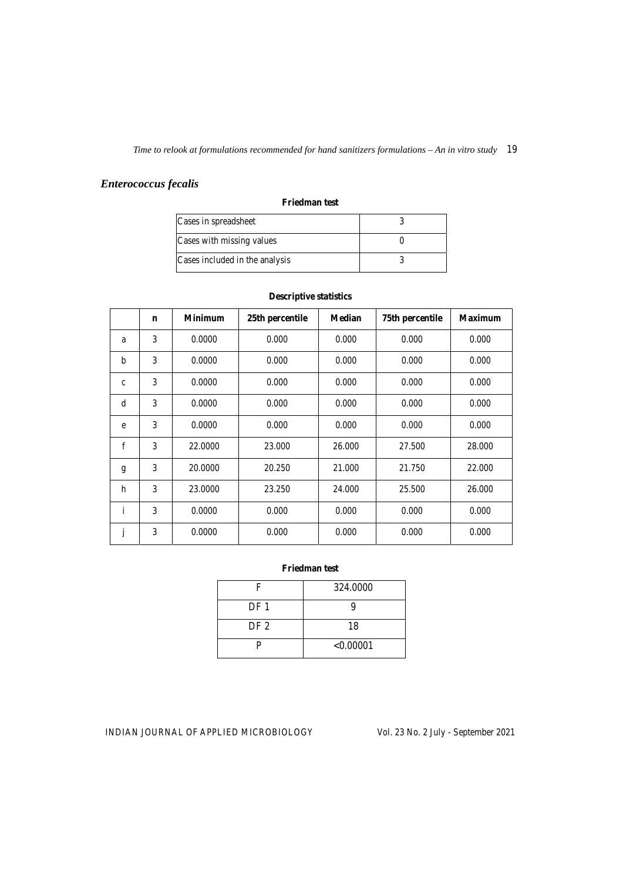## *Enterococcus fecalis*

**Friedman test**

| | |
|---|---|
| Cases in spreadsheet | 3 |
| Cases with missing values | 0 |
| Cases included in the analysis | 3 |

**Descriptive statistics**

| | n | Minimum | 25th percentile | Median | 75th percentile | Maximum |
|---|---|---|---|---|---|---|
| a | 3 | 0.0000 | 0.000 | 0.000 | 0.000 | 0.000 |
| b | 3 | 0.0000 | 0.000 | 0.000 | 0.000 | 0.000 |
| c | 3 | 0.0000 | 0.000 | 0.000 | 0.000 | 0.000 |
| d | 3 | 0.0000 | 0.000 | 0.000 | 0.000 | 0.000 |
| e | 3 | 0.0000 | 0.000 | 0.000 | 0.000 | 0.000 |
| f | 3 | 22.0000 | 23.000 | 26.000 | 27.500 | 28.000 |
| g | 3 | 20.0000 | 20.250 | 21.000 | 21.750 | 22.000 |
| h | 3 | 23.0000 | 23.250 | 24.000 | 25.500 | 26.000 |
| i | 3 | 0.0000 | 0.000 | 0.000 | 0.000 | 0.000 |
| j | 3 | 0.0000 | 0.000 | 0.000 | 0.000 | 0.000 |

**Friedman test**

| | |
|---|---|
| F | 324.0000 |
| DF 1 | 9 |
| DF 2 | 18 |
| P | <0.00001 |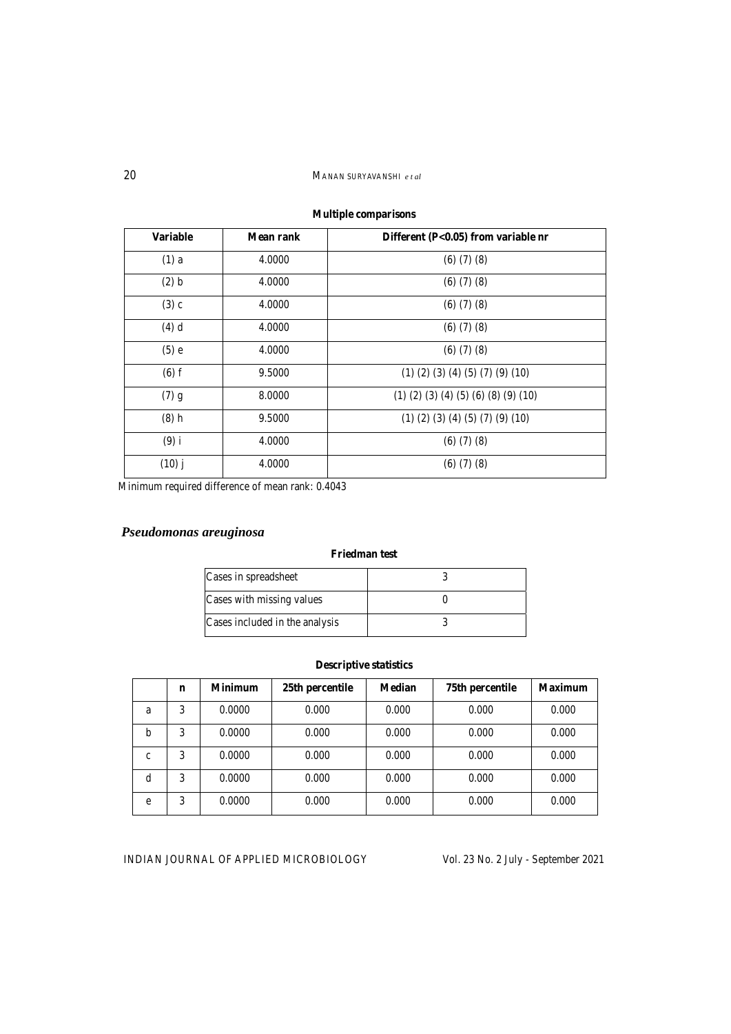**Multiple comparisons**

| Variable | Mean rank | Different (P<0.05) from variable nr |
|---|---|---|
| (1) a | 4.0000 | (6) (7) (8) |
| (2) b | 4.0000 | (6) (7) (8) |
| (3) c | 4.0000 | (6) (7) (8) |
| (4) d | 4.0000 | (6) (7) (8) |
| (5) e | 4.0000 | (6) (7) (8) |
| (6) f | 9.5000 | (1) (2) (3) (4) (5) (7) (9) (10) |
| (7) g | 8.0000 | (1) (2) (3) (4) (5) (6) (8) (9) (10) |
| (8) h | 9.5000 | (1) (2) (3) (4) (5) (7) (9) (10) |
| (9) i | 4.0000 | (6) (7) (8) |
| (10) j | 4.0000 | (6) (7) (8) |

Minimum required difference of mean rank: 0.4043

## *Pseudomonas areuginosa*

**Friedman test**

| Cases in spreadsheet | 3 |
|---|---|
| Cases with missing values | 0 |
| Cases included in the analysis | 3 |

**Descriptive statistics**

| | n | Minimum | 25th percentile | Median | 75th percentile | Maximum |
|---|---|---|---|---|---|---|
| a | 3 | 0.0000 | 0.000 | 0.000 | 0.000 | 0.000 |
| b | 3 | 0.0000 | 0.000 | 0.000 | 0.000 | 0.000 |
| c | 3 | 0.0000 | 0.000 | 0.000 | 0.000 | 0.000 |
| d | 3 | 0.0000 | 0.000 | 0.000 | 0.000 | 0.000 |
| e | 3 | 0.0000 | 0.000 | 0.000 | 0.000 | 0.000 |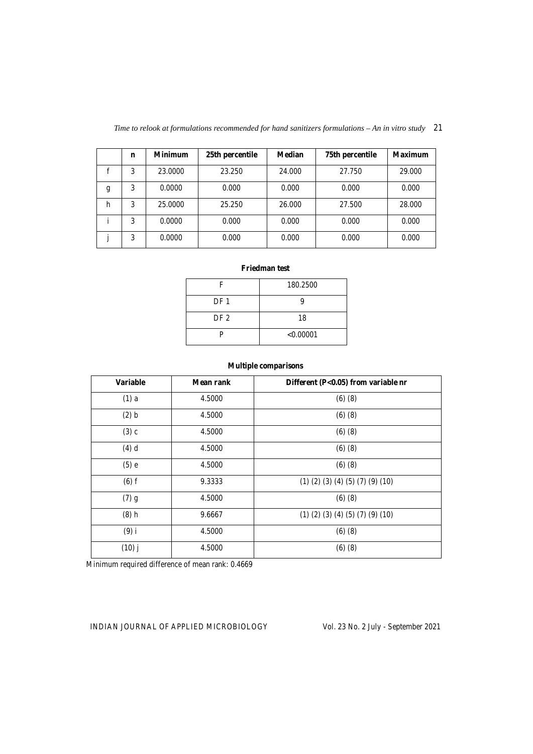|  | n | Minimum | 25th percentile | Median | 75th percentile | Maximum |
|---|---|---|---|---|---|---|
| f | 3 | 23.0000 | 23.250 | 24.000 | 27.750 | 29.000 |
| g | 3 | 0.0000 | 0.000 | 0.000 | 0.000 | 0.000 |
| h | 3 | 25.0000 | 25.250 | 26.000 | 27.500 | 28.000 |
| i | 3 | 0.0000 | 0.000 | 0.000 | 0.000 | 0.000 |
| j | 3 | 0.0000 | 0.000 | 0.000 | 0.000 | 0.000 |

**Friedman test**

| F | 180.2500 |
|---|---|
| DF 1 | 9 |
| DF 2 | 18 |
| P | <0.00001 |

**Multiple comparisons**

| Variable | Mean rank | Different (P<0.05) from variable nr |
|---|---|---|
| (1) a | 4.5000 | (6) (8) |
| (2) b | 4.5000 | (6) (8) |
| (3) c | 4.5000 | (6) (8) |
| (4) d | 4.5000 | (6) (8) |
| (5) e | 4.5000 | (6) (8) |
| (6) f | 9.3333 | (1) (2) (3) (4) (5) (7) (9) (10) |
| (7) g | 4.5000 | (6) (8) |
| (8) h | 9.6667 | (1) (2) (3) (4) (5) (7) (9) (10) |
| (9) i | 4.5000 | (6) (8) |
| (10) j | 4.5000 | (6) (8) |

Minimum required difference of mean rank: 0.4669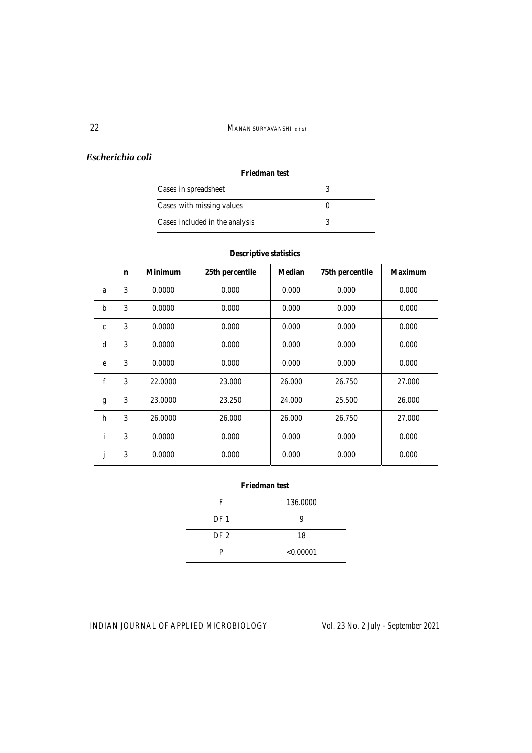*Escherichia coli*

**Friedman test**

| | |
|---|---|
| Cases in spreadsheet | 3 |
| Cases with missing values | 0 |
| Cases included in the analysis | 3 |

**Descriptive statistics**

| | n | Minimum | 25th percentile | Median | 75th percentile | Maximum |
|---|---|---|---|---|---|---|
| a | 3 | 0.0000 | 0.000 | 0.000 | 0.000 | 0.000 |
| b | 3 | 0.0000 | 0.000 | 0.000 | 0.000 | 0.000 |
| c | 3 | 0.0000 | 0.000 | 0.000 | 0.000 | 0.000 |
| d | 3 | 0.0000 | 0.000 | 0.000 | 0.000 | 0.000 |
| e | 3 | 0.0000 | 0.000 | 0.000 | 0.000 | 0.000 |
| f | 3 | 22.0000 | 23.000 | 26.000 | 26.750 | 27.000 |
| g | 3 | 23.0000 | 23.250 | 24.000 | 25.500 | 26.000 |
| h | 3 | 26.0000 | 26.000 | 26.000 | 26.750 | 27.000 |
| i | 3 | 0.0000 | 0.000 | 0.000 | 0.000 | 0.000 |
| j | 3 | 0.0000 | 0.000 | 0.000 | 0.000 | 0.000 |

**Friedman test**

| | |
|---|---|
| F | 136.0000 |
| DF 1 | 9 |
| DF 2 | 18 |
| P | <0.00001 |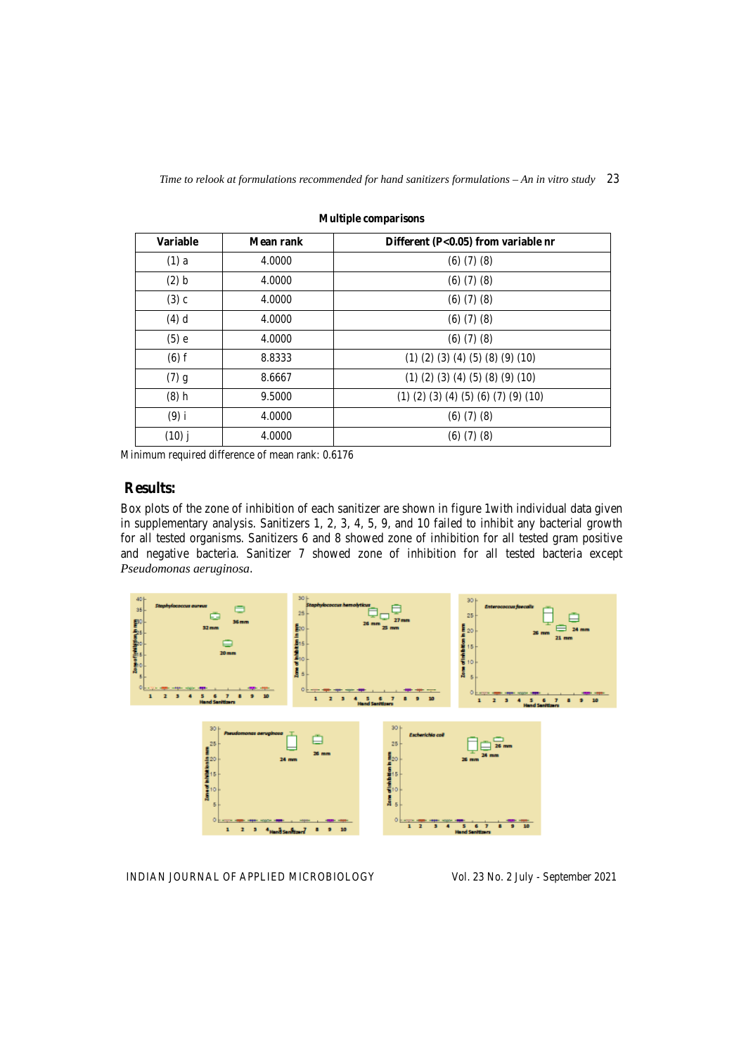**Multiple comparisons**

| Variable | Mean rank | Different (P<0.05) from variable nr |
|---|---|---|
| (1) a | 4.0000 | (6) (7) (8) |
| (2) b | 4.0000 | (6) (7) (8) |
| (3) c | 4.0000 | (6) (7) (8) |
| (4) d | 4.0000 | (6) (7) (8) |
| (5) e | 4.0000 | (6) (7) (8) |
| (6) f | 8.8333 | (1) (2) (3) (4) (5) (8) (9) (10) |
| (7) g | 8.6667 | (1) (2) (3) (4) (5) (8) (9) (10) |
| (8) h | 9.5000 | (1) (2) (3) (4) (5) (6) (7) (9) (10) |
| (9) i | 4.0000 | (6) (7) (8) |
| (10) j | 4.0000 | (6) (7) (8) |

Minimum required difference of mean rank: 0.6176

## Results:

Box plots of the zone of inhibition of each sanitizer are shown in figure 1with individual data given in supplementary analysis. Sanitizers 1, 2, 3, 4, 5, 9, and 10 failed to inhibit any bacterial growth for all tested organisms. Sanitizers 6 and 8 showed zone of inhibition for all tested gram positive and negative bacteria. Sanitizer 7 showed zone of inhibition for all tested bacteria except *Pseudomonas aeruginosa*.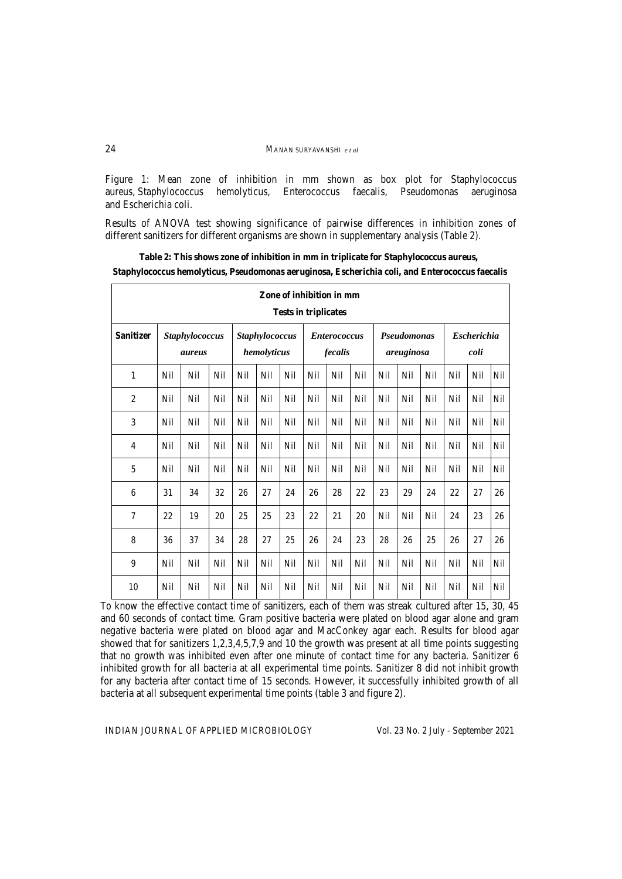Figure 1: Mean zone of inhibition in mm shown as box plot for Staphylococcus aureus, Staphylococcus hemolyticus, Enterococcus faecalis, Pseudomonas aeruginosa and Escherichia coli.

Results of ANOVA test showing significance of pairwise differences in inhibition zones of different sanitizers for different organisms are shown in supplementary analysis (Table 2).

**Table 2: This shows zone of inhibition in mm in triplicate for Staphylococcus aureus, Staphylococcus hemolyticus, Pseudomonas aeruginosa, Escherichia coli, and Enterococcus faecalis**

| **Zone of inhibition in mm** **Tests in triplicates** | | | | | | | | | | | | | | | |
|---|---|---|---|---|---|---|---|---|---|---|---|---|---|---|---|
| **Sanitizer** | ***Staphylococcus aureus*** | | | ***Staphylococcus hemolyticus*** | | | ***Enterococcus fecalis*** | | | ***Pseudomonas areuginosa*** | | | ***Escherichia coli*** | | |
| 1 | Nil | Nil | Nil | Nil | Nil | Nil | Nil | Nil | Nil | Nil | Nil | Nil | Nil | Nil | Nil |
| 2 | Nil | Nil | Nil | Nil | Nil | Nil | Nil | Nil | Nil | Nil | Nil | Nil | Nil | Nil | Nil |
| 3 | Nil | Nil | Nil | Nil | Nil | Nil | Nil | Nil | Nil | Nil | Nil | Nil | Nil | Nil | Nil |
| 4 | Nil | Nil | Nil | Nil | Nil | Nil | Nil | Nil | Nil | Nil | Nil | Nil | Nil | Nil | Nil |
| 5 | Nil | Nil | Nil | Nil | Nil | Nil | Nil | Nil | Nil | Nil | Nil | Nil | Nil | Nil | Nil |
| 6 | 31 | 34 | 32 | 26 | 27 | 24 | 26 | 28 | 22 | 23 | 29 | 24 | 22 | 27 | 26 |
| 7 | 22 | 19 | 20 | 25 | 25 | 23 | 22 | 21 | 20 | Nil | Nil | Nil | 24 | 23 | 26 |
| 8 | 36 | 37 | 34 | 28 | 27 | 25 | 26 | 24 | 23 | 28 | 26 | 25 | 26 | 27 | 26 |
| 9 | Nil | Nil | Nil | Nil | Nil | Nil | Nil | Nil | Nil | Nil | Nil | Nil | Nil | Nil | Nil |
| 10 | Nil | Nil | Nil | Nil | Nil | Nil | Nil | Nil | Nil | Nil | Nil | Nil | Nil | Nil | Nil |

To know the effective contact time of sanitizers, each of them was streak cultured after 15, 30, 45 and 60 seconds of contact time. Gram positive bacteria were plated on blood agar alone and gram negative bacteria were plated on blood agar and MacConkey agar each. Results for blood agar showed that for sanitizers 1,2,3,4,5,7,9 and 10 the growth was present at all time points suggesting that no growth was inhibited even after one minute of contact time for any bacteria. Sanitizer 6 inhibited growth for all bacteria at all experimental time points. Sanitizer 8 did not inhibit growth for any bacteria after contact time of 15 seconds. However, it successfully inhibited growth of all bacteria at all subsequent experimental time points (table 3 and figure 2).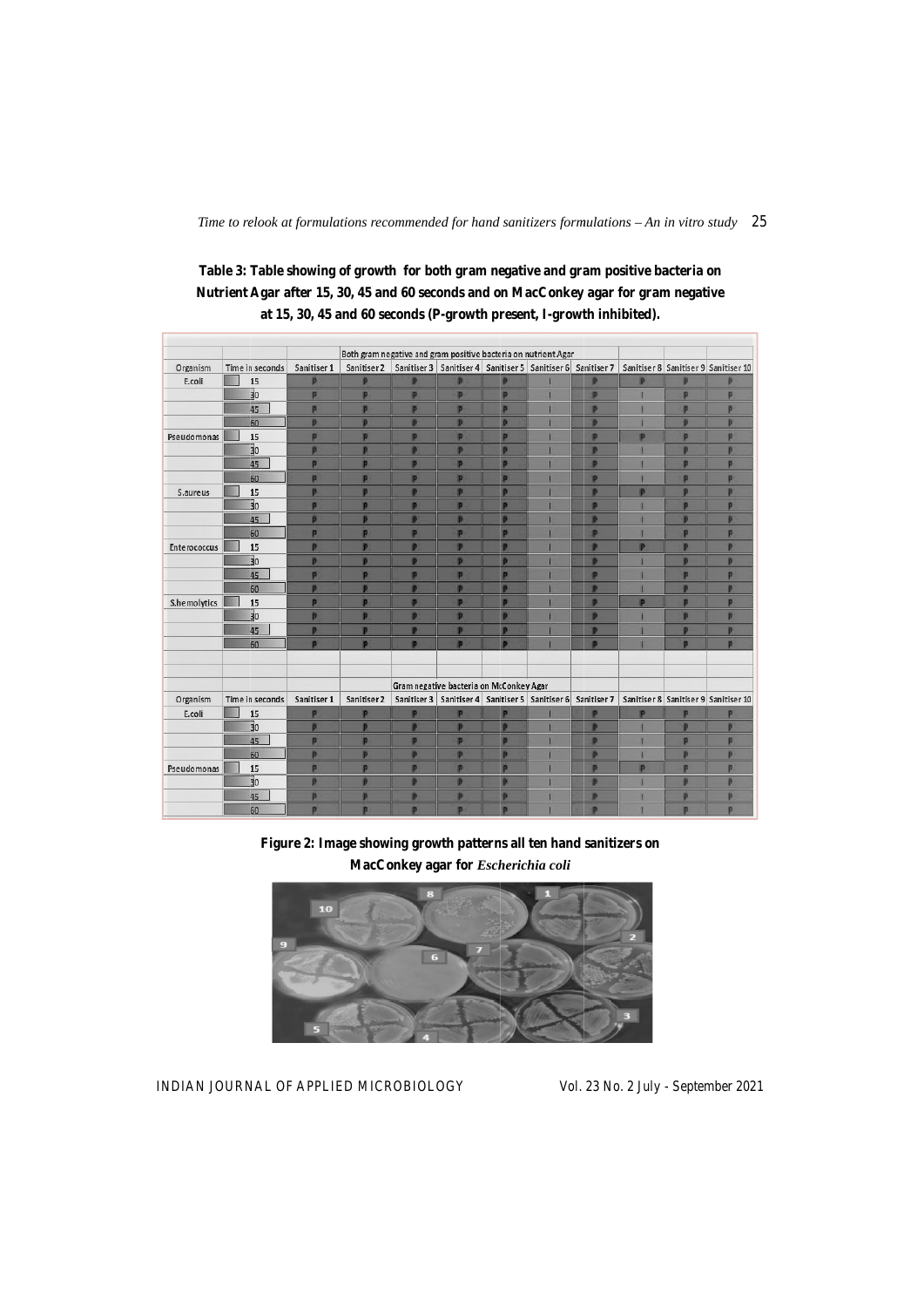**Table 3: Table showing of growth for both gram negative and gram positive bacteria on Nutrient Agar after 15, 30, 45 and 60 seconds and on MacConkey agar for gram negative at 15, 30, 45 and 60 seconds (P-growth present, I-growth inhibited).**

| | | Both gram negative and gram positive bacteria on nutrient Agar | | | | | | | | | |
|---|---|---|---|---|---|---|---|---|---|---|---|
| Organism | Time in seconds | Sanitiser 1 | Sanitiser 2 | Sanitiser 3 | Sanitiser 4 | Sanitiser 5 | Sanitiser 6 | Sanitiser 7 | Sanitiser 8 | Sanitiser 9 | Sanitiser 10 |
| E.coli | 15 | P | P | P | P | P | I | P | P | P | P |
| | 30 | P | P | P | P | P | I | P | I | P | P |
| | 45 | P | P | P | P | P | I | P | I | P | P |
| | 60 | P | P | P | P | P | I | P | I | P | P |
| Pseudomonas | 15 | P | P | P | P | P | I | P | P | P | P |
| | 30 | P | P | P | P | P | I | P | I | P | P |
| | 45 | P | P | P | P | P | I | P | I | P | P |
| | 60 | P | P | P | P | P | I | P | I | P | P |
| S.aureus | 15 | P | P | P | P | P | I | P | P | P | P |
| | 30 | P | P | P | P | P | I | P | I | P | P |
| | 45 | P | P | P | P | P | I | P | I | P | P |
| | 60 | P | P | P | P | P | I | P | I | P | P |
| Enterococcus | 15 | P | P | P | P | P | I | P | P | P | P |
| | 30 | P | P | P | P | P | I | P | I | P | P |
| | 45 | P | P | P | P | P | I | P | I | P | P |
| | 60 | P | P | P | P | P | I | P | I | P | P |
| S.hemolytics | 15 | P | P | P | P | P | I | P | P | P | P |
| | 30 | P | P | P | P | P | I | P | I | P | P |
| | 45 | P | P | P | P | P | I | P | I | P | P |
| | 60 | P | P | P | P | P | I | P | I | P | P |
| | | Gram negative bacteria on McConkey Agar | | | | | | | | | |
| Organism | Time in seconds | Sanitiser 1 | Sanitiser 2 | Sanitiser 3 | Sanitiser 4 | Sanitiser 5 | Sanitiser 6 | Sanitiser 7 | Sanitiser 8 | Sanitiser 9 | Sanitiser 10 |
| E.coli | 15 | P | P | P | P | P | I | P | P | P | P |
| | 30 | P | P | P | P | P | I | P | I | P | P |
| | 45 | P | P | P | P | P | I | P | I | P | P |
| | 60 | P | P | P | P | P | I | P | I | P | P |
| Pseudomonas | 15 | P | P | P | P | P | I | P | P | P | P |
| | 30 | P | P | P | P | P | I | P | I | P | P |
| | 45 | P | P | P | P | P | I | P | I | P | P |
| | 60 | P | P | P | P | P | I | P | I | P | P |

**Figure 2: Image showing growth patterns all ten hand sanitizers on MacConkey agar for *Escherichia coli***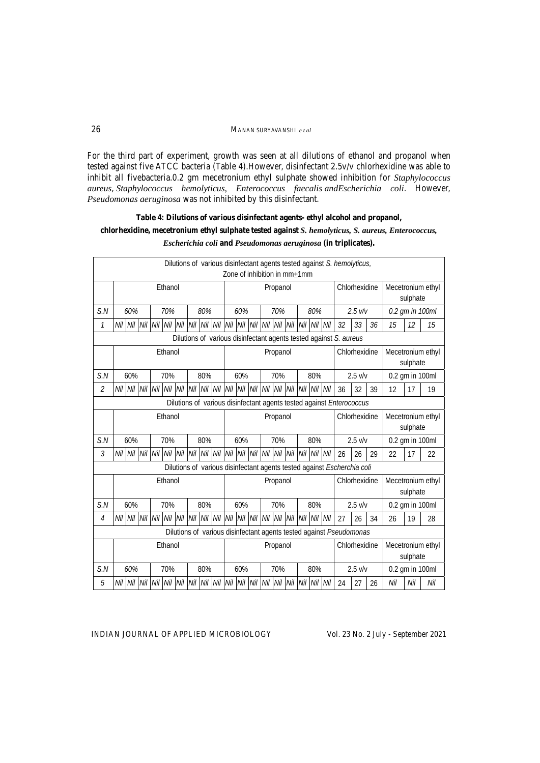For the third part of experiment, growth was seen at all dilutions of ethanol and propanol when tested against five ATCC bacteria (Table 4).However, disinfectant 2.5v/v chlorhexidine was able to inhibit all fivebacteria.0.2 gm mecetronium ethyl sulphate showed inhibition for *Staphylococcus aureus, Staphylococcus hemolyticus, Enterococcus faecalis* and*Escherichia coli*. However, *Pseudomonas aeruginosa* was not inhibited by this disinfectant.

**Table 4: Dilutions of various disinfectant agents- ethyl alcohol and propanol, chlorhexidine, mecetronium ethyl sulphate tested against *S. hemolyticus, S. aureus, Enterococcus, Escherichia coli* and *Pseudomonas aeruginosa* (in triplicates).**

| Dilutions of various disinfectant agents tested against *S. hemolyticus*, Zone of inhibition in mm±1mm | | | | | | | | | | | | | | | | | | | | | | | | | |
|---|---|---|---|---|---|---|---|---|---|---|---|---|---|---|---|---|---|---|---|---|---|---|---|---|---|
| | Ethanol | | | | | | | | | Propanol | | | | | | | | | Chlorhexidine | | | Mecetronium ethyl sulphate | | |
| S.N | 60% | | | 70% | | | 80% | | | 60% | | | 70% | | | 80% | | | 2.5 v/v | | | 0.2 gm in 100ml | | |
| 1 | Nil | Nil | Nil | Nil | Nil | Nil | Nil | Nil | Nil | Nil | Nil | Nil | Nil | Nil | Nil | Nil | Nil | Nil | 32 | 33 | 36 | 15 | 12 | 15 |
| Dilutions of various disinfectant agents tested against *S. aureus* | | | | | | | | | | | | | | | | | | | | | | | | |
| | Ethanol | | | | | | | | | Propanol | | | | | | | | | Chlorhexidine | | | Mecetronium ethyl sulphate | | |
| S.N | 60% | | | 70% | | | 80% | | | 60% | | | 70% | | | 80% | | | 2.5 v/v | | | 0.2 gm in 100ml | | |
| 2 | Nil | Nil | Nil | Nil | Nil | Nil | Nil | Nil | Nil | Nil | Nil | Nil | Nil | Nil | Nil | Nil | Nil | Nil | 36 | 32 | 39 | 12 | 17 | 19 |
| Dilutions of various disinfectant agents tested against *Enterococcus* | | | | | | | | | | | | | | | | | | | | | | | | |
| | Ethanol | | | | | | | | | Propanol | | | | | | | | | Chlorhexidine | | | Mecetronium ethyl sulphate | | |
| S.N | 60% | | | 70% | | | 80% | | | 60% | | | 70% | | | 80% | | | 2.5 v/v | | | 0.2 gm in 100ml | | |
| 3 | Nil | Nil | Nil | Nil | Nil | Nil | Nil | Nil | Nil | Nil | Nil | Nil | Nil | Nil | Nil | Nil | Nil | Nil | 26 | 26 | 29 | 22 | 17 | 22 |
| Dilutions of various disinfectant agents tested against *Escherchia coli* | | | | | | | | | | | | | | | | | | | | | | | | |
| | Ethanol | | | | | | | | | Propanol | | | | | | | | | Chlorhexidine | | | Mecetronium ethyl sulphate | | |
| S.N | 60% | | | 70% | | | 80% | | | 60% | | | 70% | | | 80% | | | 2.5 v/v | | | 0.2 gm in 100ml | | |
| 4 | Nil | Nil | Nil | Nil | Nil | Nil | Nil | Nil | Nil | Nil | Nil | Nil | Nil | Nil | Nil | Nil | Nil | Nil | 27 | 26 | 34 | 26 | 19 | 28 |
| Dilutions of various disinfectant agents tested against *Pseudomonas* | | | | | | | | | | | | | | | | | | | | | | | | |
| | Ethanol | | | | | | | | | Propanol | | | | | | | | | Chlorhexidine | | | Mecetronium ethyl sulphate | | |
| S.N | 60% | | | 70% | | | 80% | | | 60% | | | 70% | | | 80% | | | 2.5 v/v | | | 0.2 gm in 100ml | | |
| 5 | Nil | Nil | Nil | Nil | Nil | Nil | Nil | Nil | Nil | Nil | Nil | Nil | Nil | Nil | Nil | Nil | Nil | Nil | 24 | 27 | 26 | Nil | Nil | Nil |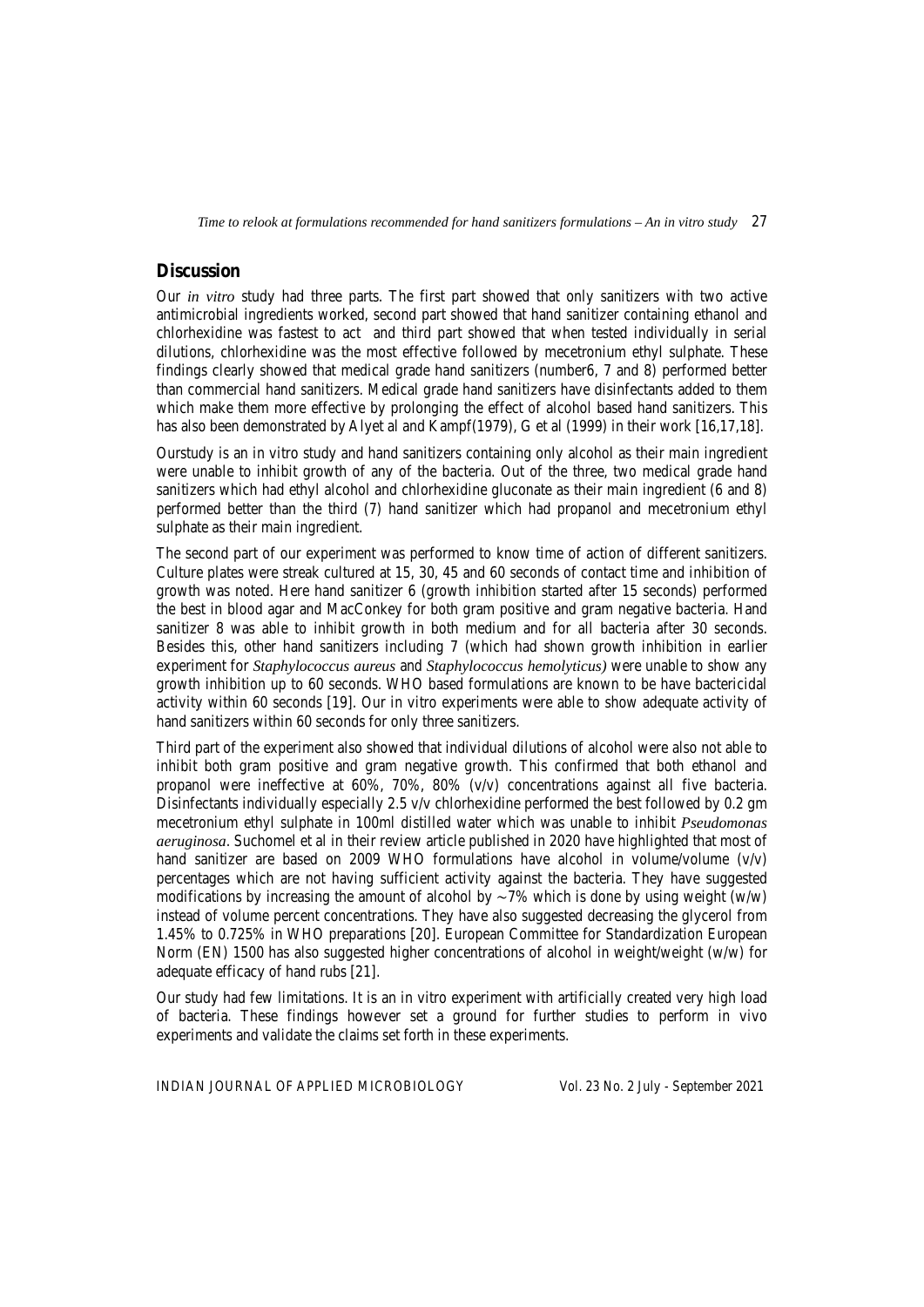## Discussion

Our *in vitro* study had three parts. The first part showed that only sanitizers with two active antimicrobial ingredients worked, second part showed that hand sanitizer containing ethanol and chlorhexidine was fastest to act and third part showed that when tested individually in serial dilutions, chlorhexidine was the most effective followed by mecetronium ethyl sulphate. These findings clearly showed that medical grade hand sanitizers (number6, 7 and 8) performed better than commercial hand sanitizers. Medical grade hand sanitizers have disinfectants added to them which make them more effective by prolonging the effect of alcohol based hand sanitizers. This has also been demonstrated by Alyet al and Kampf(1979), G et al (1999) in their work [16,17,18].

Ourstudy is an in vitro study and hand sanitizers containing only alcohol as their main ingredient were unable to inhibit growth of any of the bacteria. Out of the three, two medical grade hand sanitizers which had ethyl alcohol and chlorhexidine gluconate as their main ingredient (6 and 8) performed better than the third (7) hand sanitizer which had propanol and mecetronium ethyl sulphate as their main ingredient.

The second part of our experiment was performed to know time of action of different sanitizers. Culture plates were streak cultured at 15, 30, 45 and 60 seconds of contact time and inhibition of growth was noted. Here hand sanitizer 6 (growth inhibition started after 15 seconds) performed the best in blood agar and MacConkey for both gram positive and gram negative bacteria. Hand sanitizer 8 was able to inhibit growth in both medium and for all bacteria after 30 seconds. Besides this, other hand sanitizers including 7 (which had shown growth inhibition in earlier experiment for *Staphylococcus aureus* and *Staphylococcus hemolyticus)* were unable to show any growth inhibition up to 60 seconds. WHO based formulations are known to be have bactericidal activity within 60 seconds [19]. Our in vitro experiments were able to show adequate activity of hand sanitizers within 60 seconds for only three sanitizers.

Third part of the experiment also showed that individual dilutions of alcohol were also not able to inhibit both gram positive and gram negative growth. This confirmed that both ethanol and propanol were ineffective at 60%, 70%, 80% (v/v) concentrations against all five bacteria. Disinfectants individually especially 2.5 v/v chlorhexidine performed the best followed by 0.2 gm mecetronium ethyl sulphate in 100ml distilled water which was unable to inhibit *Pseudomonas aeruginosa*. Suchomel et al in their review article published in 2020 have highlighted that most of hand sanitizer are based on 2009 WHO formulations have alcohol in volume/volume (v/v) percentages which are not having sufficient activity against the bacteria. They have suggested modifications by increasing the amount of alcohol by ~7% which is done by using weight (w/w) instead of volume percent concentrations. They have also suggested decreasing the glycerol from 1.45% to 0.725% in WHO preparations [20]. European Committee for Standardization European Norm (EN) 1500 has also suggested higher concentrations of alcohol in weight/weight (w/w) for adequate efficacy of hand rubs [21].

Our study had few limitations. It is an in vitro experiment with artificially created very high load of bacteria. These findings however set a ground for further studies to perform in vivo experiments and validate the claims set forth in these experiments.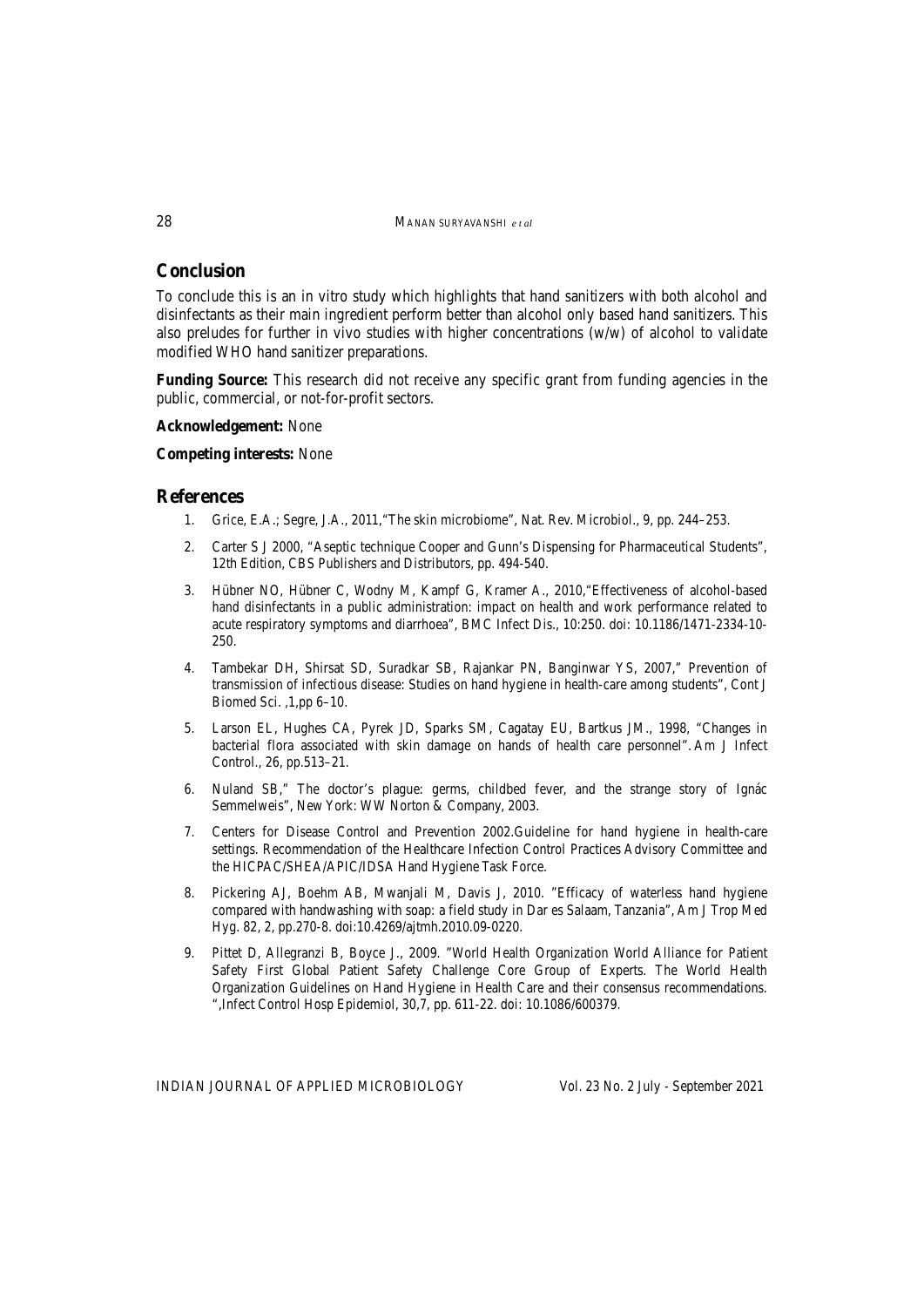## Conclusion

To conclude this is an in vitro study which highlights that hand sanitizers with both alcohol and disinfectants as their main ingredient perform better than alcohol only based hand sanitizers. This also preludes for further in vivo studies with higher concentrations (w/w) of alcohol to validate modified WHO hand sanitizer preparations.

**Funding Source:** This research did not receive any specific grant from funding agencies in the public, commercial, or not-for-profit sectors.

**Acknowledgement:** None

**Competing interests:** None

## References

1. Grice, E.A.; Segre, J.A., 2011,"The skin microbiome", Nat. Rev. Microbiol., 9, pp. 244–253.
2. Carter S J 2000, "Aseptic technique Cooper and Gunn's Dispensing for Pharmaceutical Students", 12th Edition, CBS Publishers and Distributors, pp. 494-540.
3. Hübner NO, Hübner C, Wodny M, Kampf G, Kramer A., 2010,"Effectiveness of alcohol-based hand disinfectants in a public administration: impact on health and work performance related to acute respiratory symptoms and diarrhoea", BMC Infect Dis., 10:250. doi: 10.1186/1471-2334-10-250.
4. Tambekar DH, Shirsat SD, Suradkar SB, Rajankar PN, Banginwar YS, 2007," Prevention of transmission of infectious disease: Studies on hand hygiene in health-care among students", Cont J Biomed Sci. ,1,pp 6–10.
5. Larson EL, Hughes CA, Pyrek JD, Sparks SM, Cagatay EU, Bartkus JM., 1998, "Changes in bacterial flora associated with skin damage on hands of health care personnel". Am J Infect Control., 26, pp.513–21.
6. Nuland SB," The doctor's plague: germs, childbed fever, and the strange story of Ignác Semmelweis", New York: WW Norton & Company, 2003.
7. Centers for Disease Control and Prevention 2002.Guideline for hand hygiene in health-care settings. Recommendation of the Healthcare Infection Control Practices Advisory Committee and the HICPAC/SHEA/APIC/IDSA Hand Hygiene Task Force.
8. Pickering AJ, Boehm AB, Mwanjali M, Davis J, 2010. "Efficacy of waterless hand hygiene compared with handwashing with soap: a field study in Dar es Salaam, Tanzania", Am J Trop Med Hyg. 82, 2, pp.270-8. doi:10.4269/ajtmh.2010.09-0220.
9. Pittet D, Allegranzi B, Boyce J., 2009. "World Health Organization World Alliance for Patient Safety First Global Patient Safety Challenge Core Group of Experts. The World Health Organization Guidelines on Hand Hygiene in Health Care and their consensus recommendations. ",Infect Control Hosp Epidemiol, 30,7, pp. 611-22. doi: 10.1086/600379.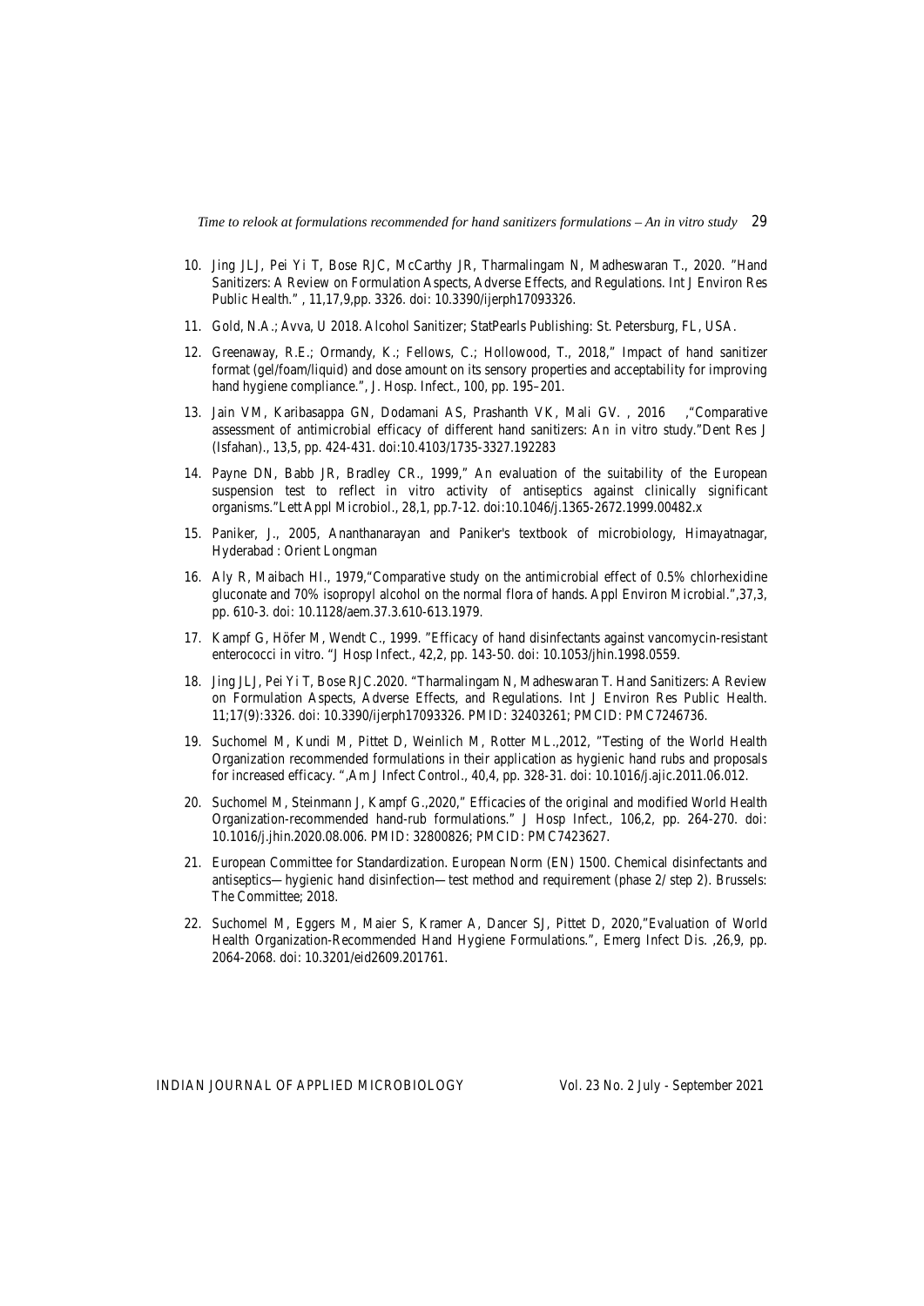10. Jing JLJ, Pei Yi T, Bose RJC, McCarthy JR, Tharmalingam N, Madheswaran T., 2020. "Hand Sanitizers: A Review on Formulation Aspects, Adverse Effects, and Regulations. Int J Environ Res Public Health." , 11,17,9,pp. 3326. doi: 10.3390/ijerph17093326.

11. Gold, N.A.; Avva, U 2018. Alcohol Sanitizer; StatPearls Publishing: St. Petersburg, FL, USA.

12. Greenaway, R.E.; Ormandy, K.; Fellows, C.; Hollowood, T., 2018," Impact of hand sanitizer format (gel/foam/liquid) and dose amount on its sensory properties and acceptability for improving hand hygiene compliance.", J. Hosp. Infect., 100, pp. 195–201.

13. Jain VM, Karibasappa GN, Dodamani AS, Prashanth VK, Mali GV. , 2016 ,"Comparative assessment of antimicrobial efficacy of different hand sanitizers: An in vitro study."Dent Res J (Isfahan)., 13,5, pp. 424-431. doi:10.4103/1735-3327.192283

14. Payne DN, Babb JR, Bradley CR., 1999," An evaluation of the suitability of the European suspension test to reflect in vitro activity of antiseptics against clinically significant organisms."Lett Appl Microbiol., 28,1, pp.7-12. doi:10.1046/j.1365-2672.1999.00482.x

15. Paniker, J., 2005, Ananthanarayan and Paniker's textbook of microbiology, Himayatnagar, Hyderabad : Orient Longman

16. Aly R, Maibach HI., 1979,"Comparative study on the antimicrobial effect of 0.5% chlorhexidine gluconate and 70% isopropyl alcohol on the normal flora of hands. Appl Environ Microbial.",37,3, pp. 610-3. doi: 10.1128/aem.37.3.610-613.1979.

17. Kampf G, Höfer M, Wendt C., 1999. "Efficacy of hand disinfectants against vancomycin-resistant enterococci in vitro. "J Hosp Infect., 42,2, pp. 143-50. doi: 10.1053/jhin.1998.0559.

18. Jing JLJ, Pei Yi T, Bose RJC.2020. "Tharmalingam N, Madheswaran T. Hand Sanitizers: A Review on Formulation Aspects, Adverse Effects, and Regulations. Int J Environ Res Public Health. 11;17(9):3326. doi: 10.3390/ijerph17093326. PMID: 32403261; PMCID: PMC7246736.

19. Suchomel M, Kundi M, Pittet D, Weinlich M, Rotter ML.,2012, "Testing of the World Health Organization recommended formulations in their application as hygienic hand rubs and proposals for increased efficacy. ",Am J Infect Control., 40,4, pp. 328-31. doi: 10.1016/j.ajic.2011.06.012.

20. Suchomel M, Steinmann J, Kampf G.,2020," Efficacies of the original and modified World Health Organization-recommended hand-rub formulations." J Hosp Infect., 106,2, pp. 264-270. doi: 10.1016/j.jhin.2020.08.006. PMID: 32800826; PMCID: PMC7423627.

21. European Committee for Standardization. European Norm (EN) 1500. Chemical disinfectants and antiseptics—hygienic hand disinfection—test method and requirement (phase 2/ step 2). Brussels: The Committee; 2018.

22. Suchomel M, Eggers M, Maier S, Kramer A, Dancer SJ, Pittet D, 2020,"Evaluation of World Health Organization-Recommended Hand Hygiene Formulations.", Emerg Infect Dis. ,26,9, pp. 2064-2068. doi: 10.3201/eid2609.201761.